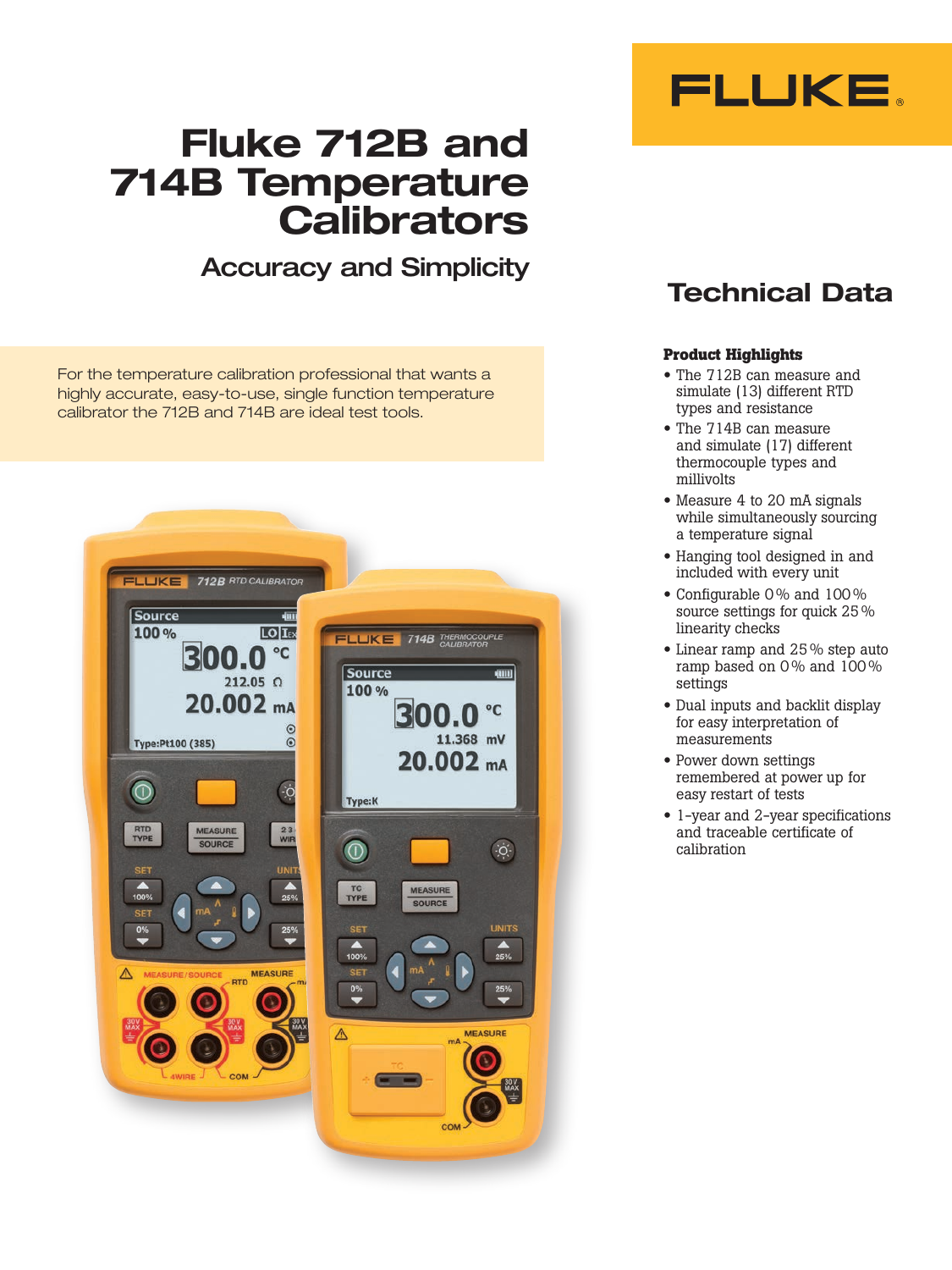# Fluke 712B and 714B Temperature Calibrators

## Accuracy and Simplicity

## Technical Data

For the temperature calibration professional that wants a highly accurate, easy-to-use, single function temperature calibrator the 712B and 714B are ideal test tools.

**Product Highlights**

- The 712B can measure and simulate (13) different RTD types and resistance
- The 714B can measure and simulate (17) different thermocouple types and millivolts
- Measure 4 to 20 mA signals while simultaneously sourcing a temperature signal
- Hanging tool designed in and included with every unit
- Configurable 0 % and 100 % source settings for quick 25 % linearity checks
- Linear ramp and 25 % step auto ramp based on 0 % and 100 % settings
- Dual inputs and backlit display for easy interpretation of measurements
- Power down settings remembered at power up for easy restart of tests
- 1-year and 2-year specifications and traceable certificate of calibration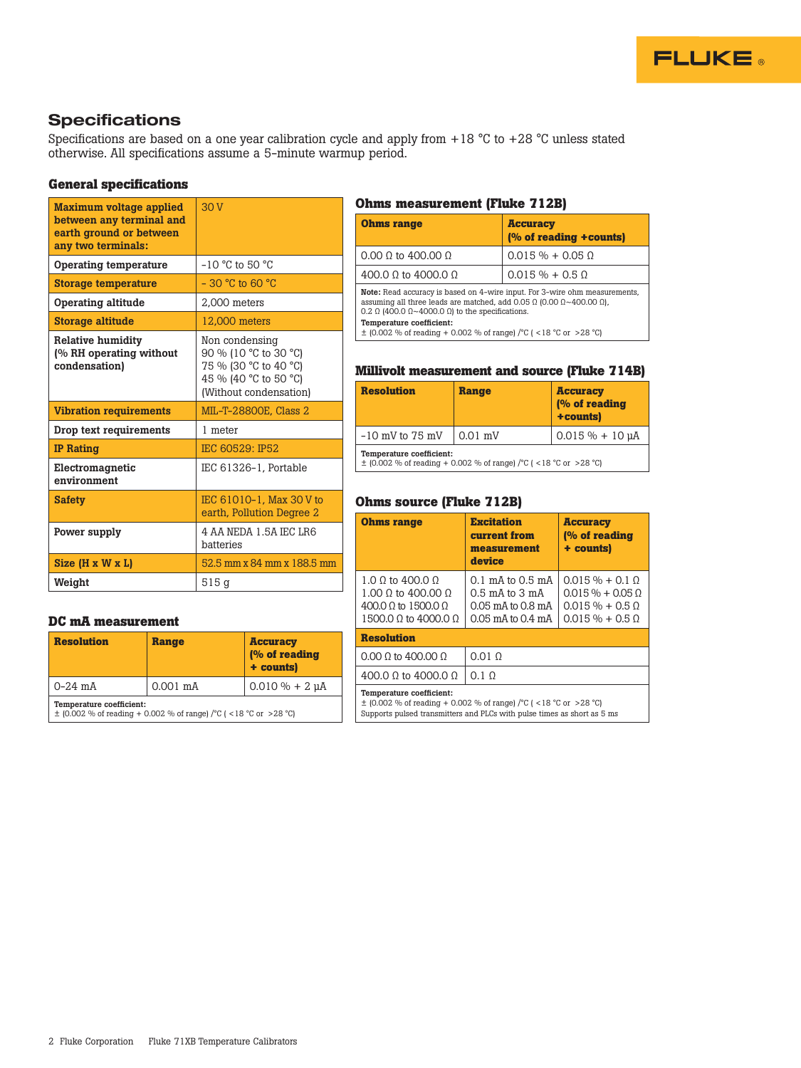## Specifications

Specifications are based on a one year calibration cycle and apply from +18 °C to +28 °C unless stated otherwise. All specifications assume a 5-minute warmup period.

### General specifications

| | |
|---|---|
| **Maximum voltage applied between any terminal and earth ground or between any two terminals:** | 30 V |
| **Operating temperature** | -10 °C to 50 °C |
| **Storage temperature** | - 30 °C to 60 °C |
| **Operating altitude** | 2,000 meters |
| **Storage altitude** | 12,000 meters |
| **Relative humidity (% RH operating without condensation)** | Non condensing<br>90 % (10 °C to 30 °C)<br>75 % (30 °C to 40 °C)<br>45 % (40 °C to 50 °C)<br>(Without condensation) |
| **Vibration requirements** | MIL-T-28800E, Class 2 |
| **Drop text requirements** | 1 meter |
| **IP Rating** | IEC 60529: IP52 |
| **Electromagnetic environment** | IEC 61326-1, Portable |
| **Safety** | IEC 61010-1, Max 30 V to earth, Pollution Degree 2 |
| **Power supply** | 4 AA NEDA 1.5A IEC LR6 batteries |
| **Size (H x W x L)** | 52.5 mm x 84 mm x 188.5 mm |
| **Weight** | 515 g |

### DC mA measurement

| Resolution | Range | Accuracy (% of reading + counts) |
|---|---|---|
| 0-24 mA | 0.001 mA | 0.010 % + 2 µA |

**Temperature coefficient:**
± (0.002 % of reading + 0.002 % of range) /°C ( <18 °C or >28 °C)

### Ohms measurement (Fluke 712B)

| Ohms range | Accuracy (% of reading +counts) |
|---|---|
| 0.00 Ω to 400.00 Ω | 0.015 % + 0.05 Ω |
| 400.0 Ω to 4000.0 Ω | 0.015 % + 0.5 Ω |

**Note:** Read accuracy is based on 4-wire input. For 3-wire ohm measurements, assuming all three leads are matched, add 0.05 Ω (0.00 Ω~400.00 Ω), 0.2 Ω (400.0 Ω~4000.0 Ω) to the specifications.

**Temperature coefficient:**
± (0.002 % of reading + 0.002 % of range) /°C ( <18 °C or >28 °C)

### Millivolt measurement and source (Fluke 714B)

| Resolution | Range | Accuracy (% of reading +counts) |
|---|---|---|
| -10 mV to 75 mV | 0.01 mV | 0.015 % + 10 µA |

**Temperature coefficient:**
± (0.002 % of reading + 0.002 % of range) /°C ( <18 °C or >28 °C)

### Ohms source (Fluke 712B)

| Ohms range | Excitation current from measurement device | Accuracy (% of reading + counts) |
|---|---|---|
| 1.0 Ω to 400.0 Ω | 0.1 mA to 0.5 mA | 0.015 % + 0.1 Ω |
| 1.00 Ω to 400.00 Ω | 0.5 mA to 3 mA | 0.015 % + 0.05 Ω |
| 400.0 Ω to 1500.0 Ω | 0.05 mA to 0.8 mA | 0.015 % + 0.5 Ω |
| 1500.0 Ω to 4000.0 Ω | 0.05 mA to 0.4 mA | 0.015 % + 0.5 Ω |
| **Resolution** | | |
| 0.00 Ω to 400.00 Ω | 0.01 Ω | |
| 400.0 Ω to 4000.0 Ω | 0.1 Ω | |

**Temperature coefficient:**
± (0.002 % of reading + 0.002 % of range) /°C ( <18 °C or >28 °C)
Supports pulsed transmitters and PLCs with pulse times as short as 5 ms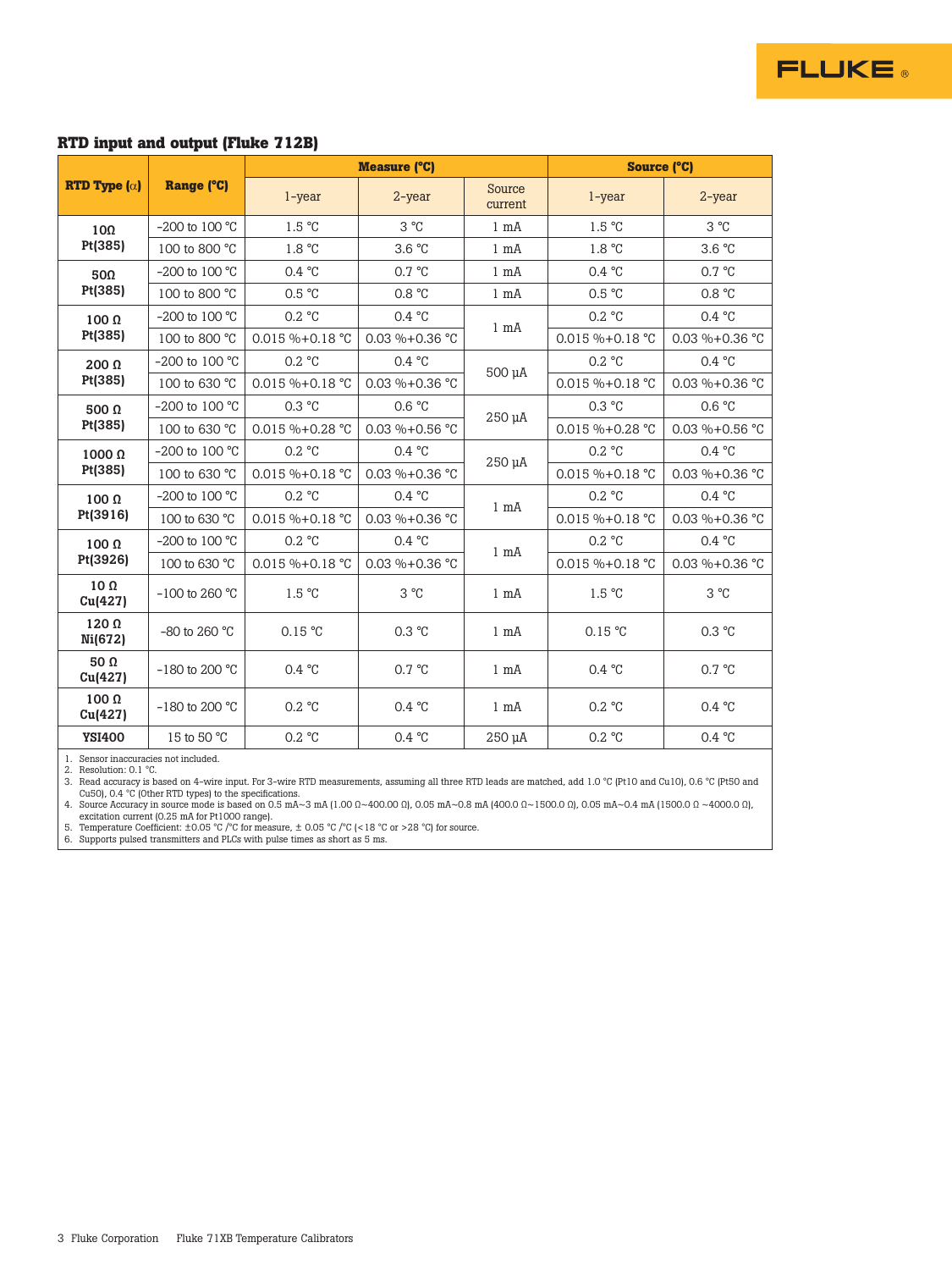### RTD input and output (Fluke 712B)

| RTD Type (α) | Range (°C) | Measure (°C) | | | Source (°C) | |
|---|---|---|---|---|---|---|
| | | 1-year | 2-year | Source current | 1-year | 2-year |
| 10Ω Pt(385) | -200 to 100 °C | 1.5 °C | 3 °C | 1 mA | 1.5 °C | 3 °C |
| | 100 to 800 °C | 1.8 °C | 3.6 °C | 1 mA | 1.8 °C | 3.6 °C |
| 50Ω Pt(385) | -200 to 100 °C | 0.4 °C | 0.7 °C | 1 mA | 0.4 °C | 0.7 °C |
| | 100 to 800 °C | 0.5 °C | 0.8 °C | 1 mA | 0.5 °C | 0.8 °C |
| 100 Ω Pt(385) | -200 to 100 °C | 0.2 °C | 0.4 °C | 1 mA | 0.2 °C | 0.4 °C |
| | 100 to 800 °C | 0.015 %+0.18 °C | 0.03 %+0.36 °C | | 0.015 %+0.18 °C | 0.03 %+0.36 °C |
| 200 Ω Pt(385) | -200 to 100 °C | 0.2 °C | 0.4 °C | 500 µA | 0.2 °C | 0.4 °C |
| | 100 to 630 °C | 0.015 %+0.18 °C | 0.03 %+0.36 °C | | 0.015 %+0.18 °C | 0.03 %+0.36 °C |
| 500 Ω Pt(385) | -200 to 100 °C | 0.3 °C | 0.6 °C | 250 µA | 0.3 °C | 0.6 °C |
| | 100 to 630 °C | 0.015 %+0.28 °C | 0.03 %+0.56 °C | | 0.015 %+0.28 °C | 0.03 %+0.56 °C |
| 1000 Ω Pt(385) | -200 to 100 °C | 0.2 °C | 0.4 °C | 250 µA | 0.2 °C | 0.4 °C |
| | 100 to 630 °C | 0.015 %+0.18 °C | 0.03 %+0.36 °C | | 0.015 %+0.18 °C | 0.03 %+0.36 °C |
| 100 Ω Pt(3916) | -200 to 100 °C | 0.2 °C | 0.4 °C | 1 mA | 0.2 °C | 0.4 °C |
| | 100 to 630 °C | 0.015 %+0.18 °C | 0.03 %+0.36 °C | | 0.015 %+0.18 °C | 0.03 %+0.36 °C |
| 100 Ω Pt(3926) | -200 to 100 °C | 0.2 °C | 0.4 °C | 1 mA | 0.2 °C | 0.4 °C |
| | 100 to 630 °C | 0.015 %+0.18 °C | 0.03 %+0.36 °C | | 0.015 %+0.18 °C | 0.03 %+0.36 °C |
| 10 Ω Cu(427) | -100 to 260 °C | 1.5 °C | 3 °C | 1 mA | 1.5 °C | 3 °C |
| 120 Ω Ni(672) | -80 to 260 °C | 0.15 °C | 0.3 °C | 1 mA | 0.15 °C | 0.3 °C |
| 50 Ω Cu(427) | -180 to 200 °C | 0.4 °C | 0.7 °C | 1 mA | 0.4 °C | 0.7 °C |
| 100 Ω Cu(427) | -180 to 200 °C | 0.2 °C | 0.4 °C | 1 mA | 0.2 °C | 0.4 °C |
| YSI400 | 15 to 50 °C | 0.2 °C | 0.4 °C | 250 µA | 0.2 °C | 0.4 °C |

1. Sensor inaccuracies not included.
2. Resolution: 0.1 °C.
3. Read accuracy is based on 4-wire input. For 3-wire RTD measurements, assuming all three RTD leads are matched, add 1.0 °C (Pt10 and Cu10), 0.6 °C (Pt50 and Cu50), 0.4 °C (Other RTD types) to the specifications.
4. Source Accuracy in source mode is based on 0.5 mA~3 mA (1.00 Ω~400.00 Ω), 0.05 mA~0.8 mA (400.0 Ω~1500.0 Ω), 0.05 mA~0.4 mA (1500.0 Ω ~4000.0 Ω), excitation current (0.25 mA for Pt1000 range).
5. Temperature Coefficient: ±0.05 °C /°C for measure, ± 0.05 °C /°C (<18 °C or >28 °C) for source.
6. Supports pulsed transmitters and PLCs with pulse times as short as 5 ms.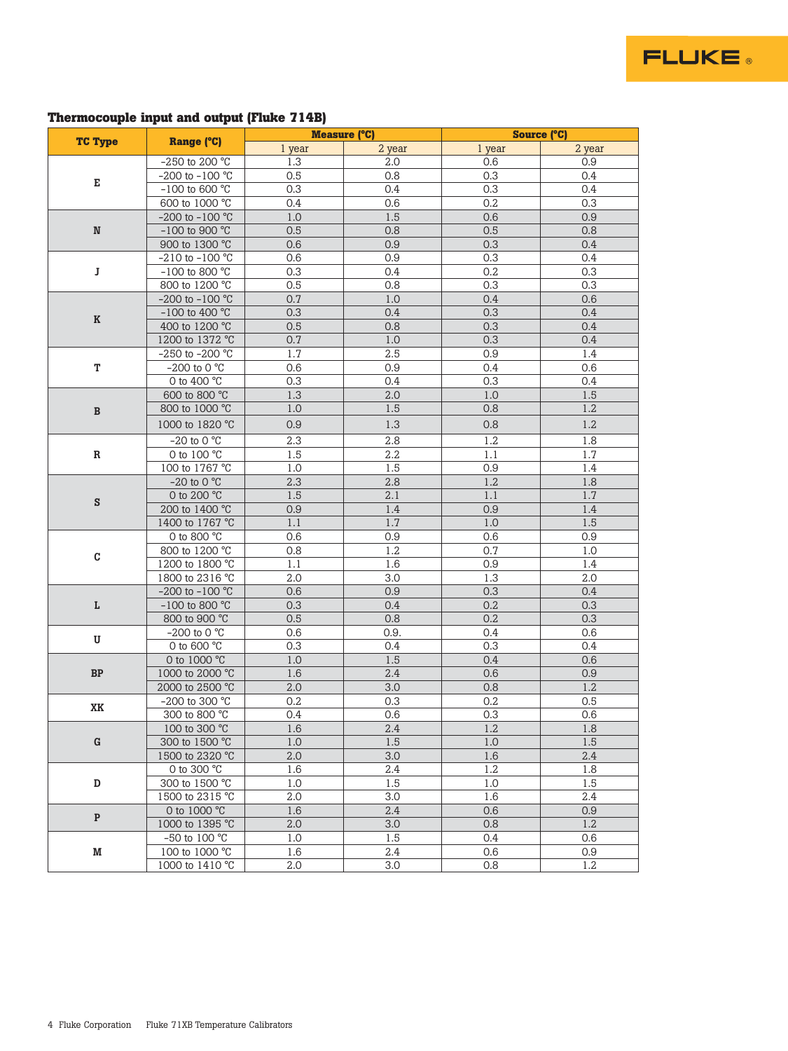### Thermocouple input and output (Fluke 714B)

| TC Type | Range (°C) | Measure (°C) | | Source (°C) | |
|---|---|---|---|---|---|
| | | 1 year | 2 year | 1 year | 2 year |
| E | -250 to 200 °C | 1.3 | 2.0 | 0.6 | 0.9 |
| | -200 to -100 °C | 0.5 | 0.8 | 0.3 | 0.4 |
| | -100 to 600 °C | 0.3 | 0.4 | 0.3 | 0.4 |
| | 600 to 1000 °C | 0.4 | 0.6 | 0.2 | 0.3 |
| N | -200 to -100 °C | 1.0 | 1.5 | 0.6 | 0.9 |
| | -100 to 900 °C | 0.5 | 0.8 | 0.5 | 0.8 |
| | 900 to 1300 °C | 0.6 | 0.9 | 0.3 | 0.4 |
| J | -210 to -100 °C | 0.6 | 0.9 | 0.3 | 0.4 |
| | -100 to 800 °C | 0.3 | 0.4 | 0.2 | 0.3 |
| | 800 to 1200 °C | 0.5 | 0.8 | 0.3 | 0.3 |
| K | -200 to -100 °C | 0.7 | 1.0 | 0.4 | 0.6 |
| | -100 to 400 °C | 0.3 | 0.4 | 0.3 | 0.4 |
| | 400 to 1200 °C | 0.5 | 0.8 | 0.3 | 0.4 |
| | 1200 to 1372 °C | 0.7 | 1.0 | 0.3 | 0.4 |
| T | -250 to -200 °C | 1.7 | 2.5 | 0.9 | 1.4 |
| | -200 to 0 °C | 0.6 | 0.9 | 0.4 | 0.6 |
| | 0 to 400 °C | 0.3 | 0.4 | 0.3 | 0.4 |
| B | 600 to 800 °C | 1.3 | 2.0 | 1.0 | 1.5 |
| | 800 to 1000 °C | 1.0 | 1.5 | 0.8 | 1.2 |
| | 1000 to 1820 °C | 0.9 | 1.3 | 0.8 | 1.2 |
| R | -20 to 0 °C | 2.3 | 2.8 | 1.2 | 1.8 |
| | 0 to 100 °C | 1.5 | 2.2 | 1.1 | 1.7 |
| | 100 to 1767 °C | 1.0 | 1.5 | 0.9 | 1.4 |
| S | -20 to 0 °C | 2.3 | 2.8 | 1.2 | 1.8 |
| | 0 to 200 °C | 1.5 | 2.1 | 1.1 | 1.7 |
| | 200 to 1400 °C | 0.9 | 1.4 | 0.9 | 1.4 |
| | 1400 to 1767 °C | 1.1 | 1.7 | 1.0 | 1.5 |
| C | 0 to 800 °C | 0.6 | 0.9 | 0.6 | 0.9 |
| | 800 to 1200 °C | 0.8 | 1.2 | 0.7 | 1.0 |
| | 1200 to 1800 °C | 1.1 | 1.6 | 0.9 | 1.4 |
| | 1800 to 2316 °C | 2.0 | 3.0 | 1.3 | 2.0 |
| L | -200 to -100 °C | 0.6 | 0.9 | 0.3 | 0.4 |
| | -100 to 800 °C | 0.3 | 0.4 | 0.2 | 0.3 |
| | 800 to 900 °C | 0.5 | 0.8 | 0.2 | 0.3 |
| U | -200 to 0 °C | 0.6 | 0.9. | 0.4 | 0.6 |
| | 0 to 600 °C | 0.3 | 0.4 | 0.3 | 0.4 |
| BP | 0 to 1000 °C | 1.0 | 1.5 | 0.4 | 0.6 |
| | 1000 to 2000 °C | 1.6 | 2.4 | 0.6 | 0.9 |
| | 2000 to 2500 °C | 2.0 | 3.0 | 0.8 | 1.2 |
| XK | -200 to 300 °C | 0.2 | 0.3 | 0.2 | 0.5 |
| | 300 to 800 °C | 0.4 | 0.6 | 0.3 | 0.6 |
| G | 100 to 300 °C | 1.6 | 2.4 | 1.2 | 1.8 |
| | 300 to 1500 °C | 1.0 | 1.5 | 1.0 | 1.5 |
| | 1500 to 2320 °C | 2.0 | 3.0 | 1.6 | 2.4 |
| D | 0 to 300 °C | 1.6 | 2.4 | 1.2 | 1.8 |
| | 300 to 1500 °C | 1.0 | 1.5 | 1.0 | 1.5 |
| | 1500 to 2315 °C | 2.0 | 3.0 | 1.6 | 2.4 |
| P | 0 to 1000 °C | 1.6 | 2.4 | 0.6 | 0.9 |
| | 1000 to 1395 °C | 2.0 | 3.0 | 0.8 | 1.2 |
| M | -50 to 100 °C | 1.0 | 1.5 | 0.4 | 0.6 |
| | 100 to 1000 °C | 1.6 | 2.4 | 0.6 | 0.9 |
| | 1000 to 1410 °C | 2.0 | 3.0 | 0.8 | 1.2 |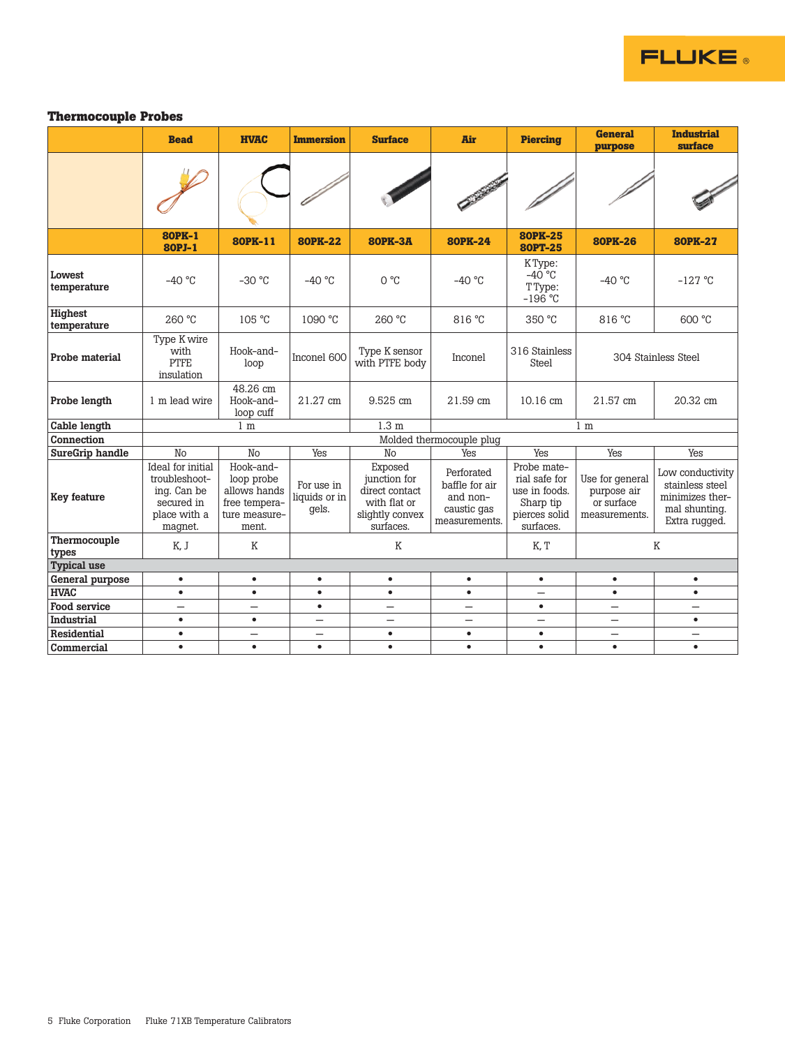## Thermocouple Probes

| | Bead | HVAC | Immersion | Surface | Air | Piercing | General purpose | Industrial surface |
|---|---|---|---|---|---|---|---|---|
| | **80PK-1 80PJ-1** | **80PK-11** | **80PK-22** | **80PK-3A** | **80PK-24** | **80PK-25 80PT-25** | **80PK-26** | **80PK-27** |
| **Lowest temperature** | -40 °C | -30 °C | -40 °C | 0 °C | -40 °C | K Type: -40 °C T Type: -196 °C | -40 °C | -127 °C |
| **Highest temperature** | 260 °C | 105 °C | 1090 °C | 260 °C | 816 °C | 350 °C | 816 °C | 600 °C |
| **Probe material** | Type K wire with PTFE insulation | Hook-and-loop | Inconel 600 | Type K sensor with PTFE body | Inconel | 316 Stainless Steel | 304 Stainless Steel | |
| **Probe length** | 1 m lead wire | 48.26 cm Hook-and-loop cuff | 21.27 cm | 9.525 cm | 21.59 cm | 10.16 cm | 21.57 cm | 20.32 cm |
| **Cable length** | 1 m | | | 1.3 m | 1 m | | | |
| **Connection** | Molded thermocouple plug | | | | | | | |
| **SureGrip handle** | No | No | Yes | No | Yes | Yes | Yes | Yes |
| **Key feature** | Ideal for initial troubleshooting. Can be secured in place with a magnet. | Hook-and-loop probe allows hands free temperature measurement. | For use in liquids or in gels. | Exposed junction for direct contact with flat or slightly convex surfaces. | Perforated baffle for air and non-caustic gas measurements. | Probe material safe for use in foods. Sharp tip pierces solid surfaces. | Use for general purpose air or surface measurements. | Low conductivity stainless steel minimizes thermal shunting. Extra rugged. |
| **Thermocouple types** | K, J | K | K | | | K, T | K | |
| **Typical use** | | | | | | | | |
| **General purpose** | • | • | • | • | • | • | • | • |
| **HVAC** | • | • | • | • | • | — | • | • |
| **Food service** | — | — | • | — | — | • | — | — |
| **Industrial** | • | • | — | — | — | — | — | • |
| **Residential** | • | — | — | • | • | • | — | — |
| **Commercial** | • | • | • | • | • | • | • | • |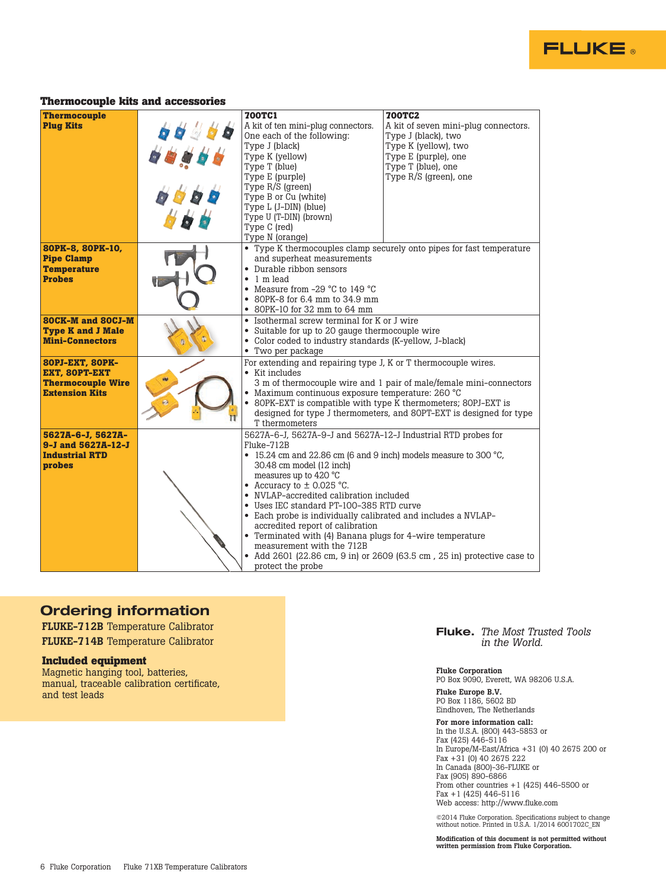### Thermocouple kits and accessories

| | | | |
|---|---|---|---|
| **Thermocouple Plug Kits** | | **700TC1**<br>A kit of ten mini-plug connectors. One each of the following:<br>Type J (black)<br>Type K (yellow)<br>Type T (blue)<br>Type E (purple)<br>Type R/S (green)<br>Type B or Cu (white)<br>Type L (J-DIN) (blue)<br>Type U (T-DIN) (brown)<br>Type C (red)<br>Type N (orange) | **700TC2**<br>A kit of seven mini-plug connectors.<br>Type J (black), two<br>Type K (yellow), two<br>Type E (purple), one<br>Type T (blue), one<br>Type R/S (green), one |
| **80PK-8, 80PK-10, Pipe Clamp Temperature Probes** | | • Type K thermocouples clamp securely onto pipes for fast temperature and superheat measurements<br>• Durable ribbon sensors<br>• 1 m lead<br>• Measure from -29 °C to 149 °C<br>• 80PK-8 for 6.4 mm to 34.9 mm<br>• 80PK-10 for 32 mm to 64 mm | |
| **80CK-M and 80CJ-M Type K and J Male Mini-Connectors** | | • Isothermal screw terminal for K or J wire<br>• Suitable for up to 20 gauge thermocouple wire<br>• Color coded to industry standards (K-yellow, J-black)<br>• Two per package | |
| **80PJ-EXT, 80PK-EXT, 80PT-EXT Thermocouple Wire Extension Kits** | | For extending and repairing type J, K or T thermocouple wires.<br>• Kit includes<br>3 m of thermocouple wire and 1 pair of male/female mini-connectors<br>• Maximum continuous exposure temperature: 260 °C<br>• 80PK-EXT is compatible with type K thermometers; 80PJ-EXT is designed for type J thermometers, and 80PT-EXT is designed for type T thermometers | |
| **5627A-6-J, 5627A-9-J and 5627A-12-J Industrial RTD probes** | | 5627A-6-J, 5627A-9-J and 5627A-12-J Industrial RTD probes for Fluke-712B<br>• 15.24 cm and 22.86 cm (6 and 9 inch) models measure to 300 °C, 30.48 cm model (12 inch) measures up to 420 °C<br>• Accuracy to ± 0.025 °C.<br>• NVLAP-accredited calibration included<br>• Uses IEC standard PT-100-385 RTD curve<br>• Each probe is individually calibrated and includes a NVLAP-accredited report of calibration<br>• Terminated with (4) Banana plugs for 4-wire temperature measurement with the 712B<br>• Add 2601 (22.86 cm, 9 in) or 2609 (63.5 cm , 25 in) protective case to protect the probe | |

## Ordering information

**FLUKE-712B** Temperature Calibrator
**FLUKE-714B** Temperature Calibrator

**Included equipment**
Magnetic hanging tool, batteries, manual, traceable calibration certificate, and test leads

**Fluke.** *The Most Trusted Tools in the World.*

**Fluke Corporation**
PO Box 9090, Everett, WA 98206 U.S.A.

**Fluke Europe B.V.**
PO Box 1186, 5602 BD
Eindhoven, The Netherlands

**For more information call:**
In the U.S.A. (800) 443-5853 or
Fax (425) 446-5116
In Europe/M-East/Africa +31 (0) 40 2675 200 or
Fax +31 (0) 40 2675 222
In Canada (800)-36-FLUKE or
Fax (905) 890-6866
From other countries +1 (425) 446-5500 or
Fax +1 (425) 446-5116
Web access: http://www.fluke.com

©2014 Fluke Corporation. Specifications subject to change without notice. Printed in U.S.A. 1/2014 6001702C_EN

**Modification of this document is not permitted without written permission from Fluke Corporation.**